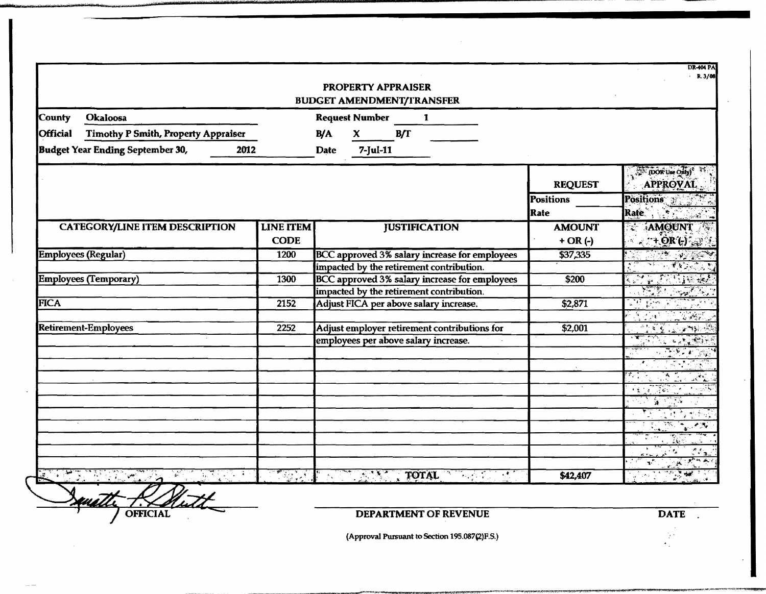DR-404 PA
R. 3/08

# PROPERTY APPRAISER
## BUDGET AMENDMENT/TRANSFER

**County** Okaloosa
**Official** Timothy P Smith, Property Appraiser
**Budget Year Ending September 30,** 2012

**Request Number** 1
**B/A** X **B/T**
**Date** 7-Jul-11

| CATEGORY/LINE ITEM DESCRIPTION | LINE ITEM CODE | JUSTIFICATION | REQUEST Positions / Rate AMOUNT + OR (-) | (DOR Use Only) APPROVAL Positions / Rate AMOUNT + OR (-) |
|---|---|---|---|---|
| Employees (Regular) | 1200 | BCC approved 3% salary increase for employees impacted by the retirement contribution. | $37,335 | |
| Employees (Temporary) | 1300 | BCC approved 3% salary increase for employees impacted by the retirement contribution. | $200 | |
| FICA | 2152 | Adjust FICA per above salary increase. | $2,871 | |
| Retirement-Employees | 2252 | Adjust employer retirement contributions for employees per above salary increase. | $2,001 | |
| | | TOTAL | $42,407 | |

OFFICIAL

DEPARTMENT OF REVENUE

DATE

(Approval Pursuant to Section 195.087(2)F.S.)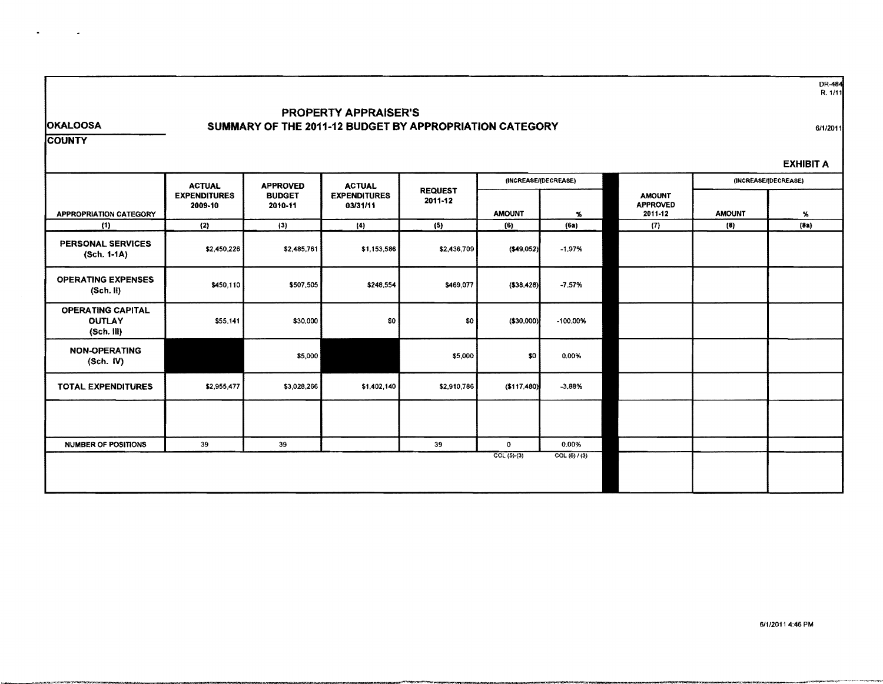DR-484
R. 1/11

**OKALOOSA**

**COUNTY**

# PROPERTY APPRAISER'S
## SUMMARY OF THE 2011-12 BUDGET BY APPROPRIATION CATEGORY

6/1/2011

**EXHIBIT A**

| APPROPRIATION CATEGORY | ACTUAL EXPENDITURES 2009-10 | APPROVED BUDGET 2010-11 | ACTUAL EXPENDITURES 03/31/11 | REQUEST 2011-12 | (INCREASE)/(DECREASE) AMOUNT | (INCREASE)/(DECREASE) % | AMOUNT APPROVED 2011-12 | (INCREASE)/(DECREASE) AMOUNT | (INCREASE)/(DECREASE) % |
|---|---|---|---|---|---|---|---|---|---|
| (1) | (2) | (3) | (4) | (5) | (6) | (6a) | (7) | (8) | (8a) |
| PERSONAL SERVICES (Sch. 1-1A) | $2,450,226 | $2,485,761 | $1,153,586 | $2,436,709 | ($49,052) | -1.97% | | | |
| OPERATING EXPENSES (Sch. II) | $450,110 | $507,505 | $248,554 | $469,077 | ($38,428) | -7.57% | | | |
| OPERATING CAPITAL OUTLAY (Sch. III) | $55,141 | $30,000 | $0 | $0 | ($30,000) | -100.00% | | | |
| NON-OPERATING (Sch. IV) | | $5,000 | | $5,000 | $0 | 0.00% | | | |
| TOTAL EXPENDITURES | $2,955,477 | $3,028,266 | $1,402,140 | $2,910,786 | ($117,480) | -3.88% | | | |
| | | | | | | | | | |
| NUMBER OF POSITIONS | 39 | 39 | | 39 | 0 | 0.00% | | | |
| | | | | | COL (5)-(3) | COL (6) / (3) | | | |

6/1/2011 4:46 PM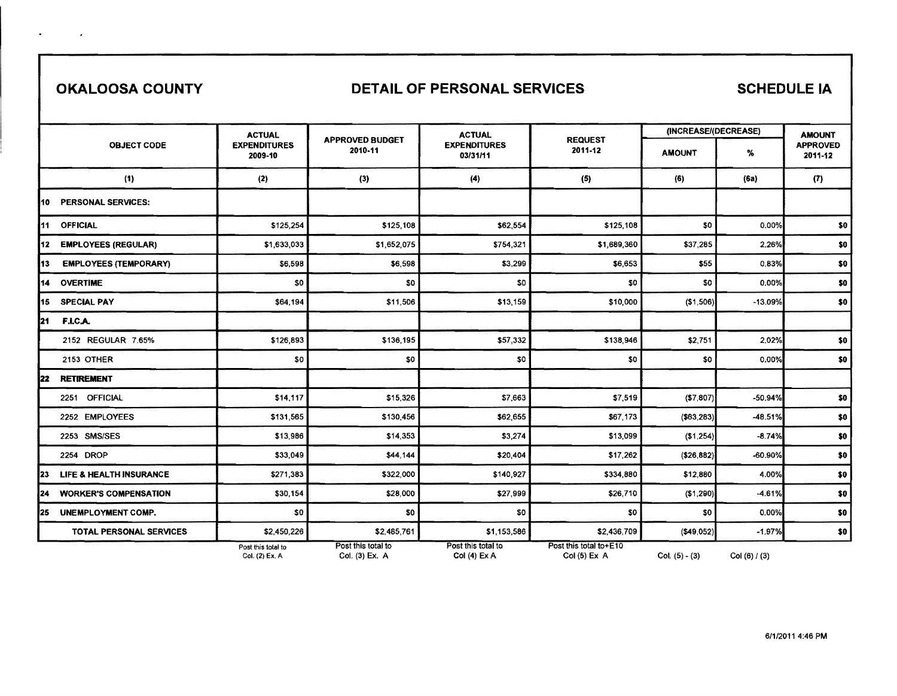**OKALOOSA COUNTY** **DETAIL OF PERSONAL SERVICES** **SCHEDULE IA**

| OBJECT CODE | ACTUAL EXPENDITURES 2009-10 | APPROVED BUDGET 2010-11 | ACTUAL EXPENDITURES 03/31/11 | REQUEST 2011-12 | (INCREASE/(DECREASE) AMOUNT | % | AMOUNT APPROVED 2011-12 |
|---|---|---|---|---|---|---|---|
| (1) | (2) | (3) | (4) | (5) | (6) | (6a) | (7) |
| 10 PERSONAL SERVICES: | | | | | | | |
| 11 OFFICIAL | $125,254 | $125,108 | $62,554 | $125,108 | $0 | 0.00% | $0 |
| 12 EMPLOYEES (REGULAR) | $1,633,033 | $1,652,075 | $754,321 | $1,689,360 | $37,285 | 2.26% | $0 |
| 13 EMPLOYEES (TEMPORARY) | $6,598 | $6,598 | $3,299 | $6,653 | $55 | 0.83% | $0 |
| 14 OVERTIME | $0 | $0 | $0 | $0 | $0 | 0.00% | $0 |
| 15 SPECIAL PAY | $64,194 | $11,506 | $13,159 | $10,000 | ($1,506) | -13.09% | $0 |
| 21 F.I.C.A. | | | | | | | |
| 2152 REGULAR 7.65% | $126,893 | $136,195 | $57,332 | $138,946 | $2,751 | 2.02% | $0 |
| 2153 OTHER | $0 | $0 | $0 | $0 | $0 | 0.00% | $0 |
| 22 RETIREMENT | | | | | | | |
| 2251 OFFICIAL | $14,117 | $15,326 | $7,663 | $7,519 | ($7,807) | -50.94% | $0 |
| 2252 EMPLOYEES | $131,565 | $130,456 | $62,655 | $67,173 | ($63,283) | -48.51% | $0 |
| 2253 SMS/SES | $13,986 | $14,353 | $3,274 | $13,099 | ($1,254) | -8.74% | $0 |
| 2254 DROP | $33,049 | $44,144 | $20,404 | $17,262 | ($26,882) | -60.90% | $0 |
| 23 LIFE & HEALTH INSURANCE | $271,383 | $322,000 | $140,927 | $334,880 | $12,880 | 4.00% | $0 |
| 24 WORKER'S COMPENSATION | $30,154 | $28,000 | $27,999 | $26,710 | ($1,290) | -4.61% | $0 |
| 25 UNEMPLOYMENT COMP. | $0 | $0 | $0 | $0 | $0 | 0.00% | $0 |
| TOTAL PERSONAL SERVICES | $2,450,226 | $2,485,761 | $1,153,586 | $2,436,709 | ($49,052) | -1.97% | $0 |
| | Post this total to Col. (2) Ex. A | Post this total to Col. (3) Ex. A | Post this total to Col (4) Ex A | Post this total to+E10 Col (5) Ex A | Col. (5) - (3) | Col (6) / (3) | |

6/1/2011 4:46 PM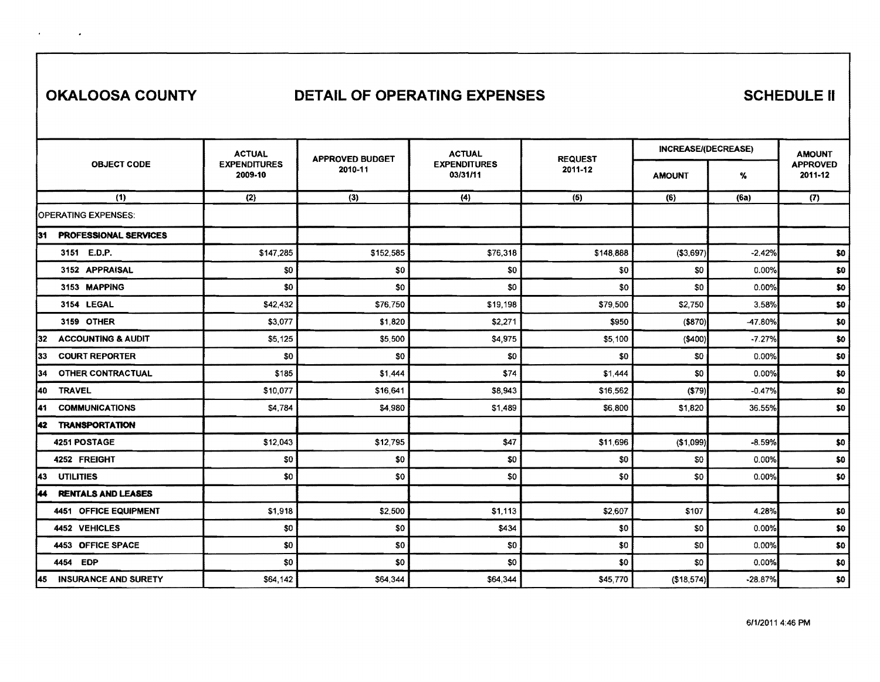# OKALOOSA COUNTY — DETAIL OF OPERATING EXPENSES — SCHEDULE II

| OBJECT CODE | ACTUAL EXPENDITURES 2009-10 | APPROVED BUDGET 2010-11 | ACTUAL EXPENDITURES 03/31/11 | REQUEST 2011-12 | INCREASE/(DECREASE) | | AMOUNT APPROVED 2011-12 |
|---|---|---|---|---|---|---|---|
| | | | | | AMOUNT | % | |
| (1) | (2) | (3) | (4) | (5) | (6) | (6a) | (7) |
| OPERATING EXPENSES: | | | | | | | |
| **31 PROFESSIONAL SERVICES** | | | | | | | |
| 3151 E.D.P. | $147,285 | $152,585 | $76,318 | $148,888 | ($3,697) | -2.42% | $0 |
| 3152 APPRAISAL | $0 | $0 | $0 | $0 | $0 | 0.00% | $0 |
| 3153 MAPPING | $0 | $0 | $0 | $0 | $0 | 0.00% | $0 |
| 3154 LEGAL | $42,432 | $76,750 | $19,198 | $79,500 | $2,750 | 3.58% | $0 |
| 3159 OTHER | $3,077 | $1,820 | $2,271 | $950 | ($870) | -47.80% | $0 |
| **32 ACCOUNTING & AUDIT** | $5,125 | $5,500 | $4,975 | $5,100 | ($400) | -7.27% | $0 |
| **33 COURT REPORTER** | $0 | $0 | $0 | $0 | $0 | 0.00% | $0 |
| **34 OTHER CONTRACTUAL** | $185 | $1,444 | $74 | $1,444 | $0 | 0.00% | $0 |
| **40 TRAVEL** | $10,077 | $16,641 | $8,943 | $16,562 | ($79) | -0.47% | $0 |
| **41 COMMUNICATIONS** | $4,784 | $4,980 | $1,489 | $6,800 | $1,820 | 36.55% | $0 |
| **42 TRANSPORTATION** | | | | | | | |
| 4251 POSTAGE | $12,043 | $12,795 | $47 | $11,696 | ($1,099) | -8.59% | $0 |
| 4252 FREIGHT | $0 | $0 | $0 | $0 | $0 | 0.00% | $0 |
| **43 UTILITIES** | $0 | $0 | $0 | $0 | $0 | 0.00% | $0 |
| **44 RENTALS AND LEASES** | | | | | | | |
| 4451 OFFICE EQUIPMENT | $1,918 | $2,500 | $1,113 | $2,607 | $107 | 4.28% | $0 |
| 4452 VEHICLES | $0 | $0 | $434 | $0 | $0 | 0.00% | $0 |
| 4453 OFFICE SPACE | $0 | $0 | $0 | $0 | $0 | 0.00% | $0 |
| 4454 EDP | $0 | $0 | $0 | $0 | $0 | 0.00% | $0 |
| **45 INSURANCE AND SURETY** | $64,142 | $64,344 | $64,344 | $45,770 | ($18,574) | -28.87% | $0 |

6/1/2011 4:46 PM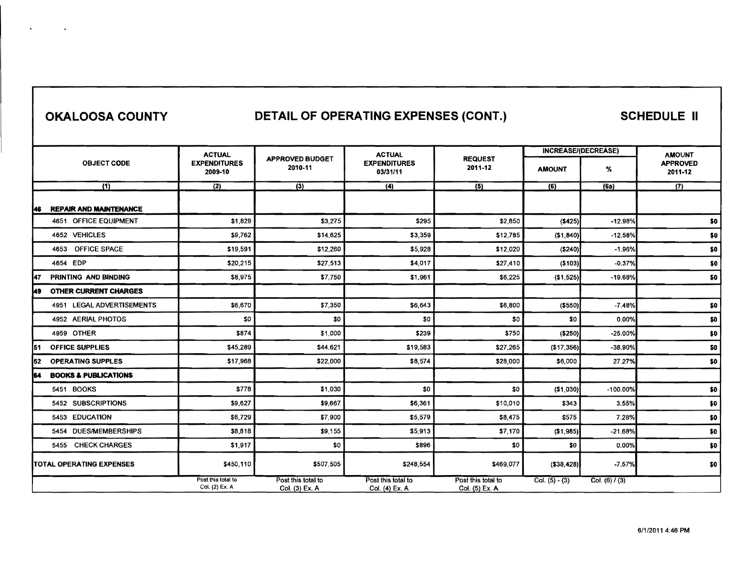**OKALOOSA COUNTY** | **DETAIL OF OPERATING EXPENSES (CONT.)** | **SCHEDULE II**

| OBJECT CODE | ACTUAL EXPENDITURES 2009-10 | APPROVED BUDGET 2010-11 | ACTUAL EXPENDITURES 03/31/11 | REQUEST 2011-12 | INCREASE/(DECREASE) | | AMOUNT APPROVED 2011-12 |
|---|---|---|---|---|---|---|---|
| | | | | | AMOUNT | % | |
| (1) | (2) | (3) | (4) | (5) | (6) | (6a) | (7) |
| **46 REPAIR AND MAINTENANCE** | | | | | | | |
| 4651 OFFICE EQUIPMENT | $1,829 | $3,275 | $295 | $2,850 | ($425) | -12.98% | $0 |
| 4652 VEHICLES | $9,762 | $14,625 | $3,359 | $12,785 | ($1,840) | -12.58% | $0 |
| 4653 OFFICE SPACE | $19,591 | $12,260 | $5,928 | $12,020 | ($240) | -1.96% | $0 |
| 4654 EDP | $20,215 | $27,513 | $4,017 | $27,410 | ($103) | -0.37% | $0 |
| **47 PRINTING AND BINDING** | $8,975 | $7,750 | $1,961 | $6,225 | ($1,525) | -19.68% | $0 |
| **49 OTHER CURRENT CHARGES** | | | | | | | |
| 4951 LEGAL ADVERTISEMENTS | $6,670 | $7,350 | $6,643 | $6,800 | ($550) | -7.48% | $0 |
| 4952 AERIAL PHOTOS | $0 | $0 | $0 | $0 | $0 | 0.00% | $0 |
| 4959 OTHER | $874 | $1,000 | $239 | $750 | ($250) | -25.00% | $0 |
| **51 OFFICE SUPPLIES** | $45,289 | $44,621 | $19,583 | $27,265 | ($17,356) | -38.90% | $0 |
| **52 OPERATING SUPPLES** | $17,968 | $22,000 | $8,574 | $28,000 | $6,000 | 27.27% | $0 |
| **54 BOOKS & PUBLICATIONS** | | | | | | | |
| 5451 BOOKS | $778 | $1,030 | $0 | $0 | ($1,030) | -100.00% | $0 |
| 5452 SUBSCRIPTIONS | $9,627 | $9,667 | $6,361 | $10,010 | $343 | 3.55% | $0 |
| 5453 EDUCATION | $6,729 | $7,900 | $5,579 | $8,475 | $575 | 7.28% | $0 |
| 5454 DUES/MEMBERSHIPS | $8,818 | $9,155 | $5,913 | $7,170 | ($1,985) | -21.68% | $0 |
| 5455 CHECK CHARGES | $1,917 | $0 | $896 | $0 | $0 | 0.00% | $0 |
| **TOTAL OPERATING EXPENSES** | $450,110 | $507,505 | $248,554 | $469,077 | ($38,428) | -7.57% | $0 |
| | Post this total to Col. (2) Ex. A | Post this total to Col. (3) Ex. A | Post this total to Col. (4) Ex. A | Post this total to Col. (5) Ex. A | Col. (5) - (3) | Col. (6) / (3) | |

6/1/2011 4:46 PM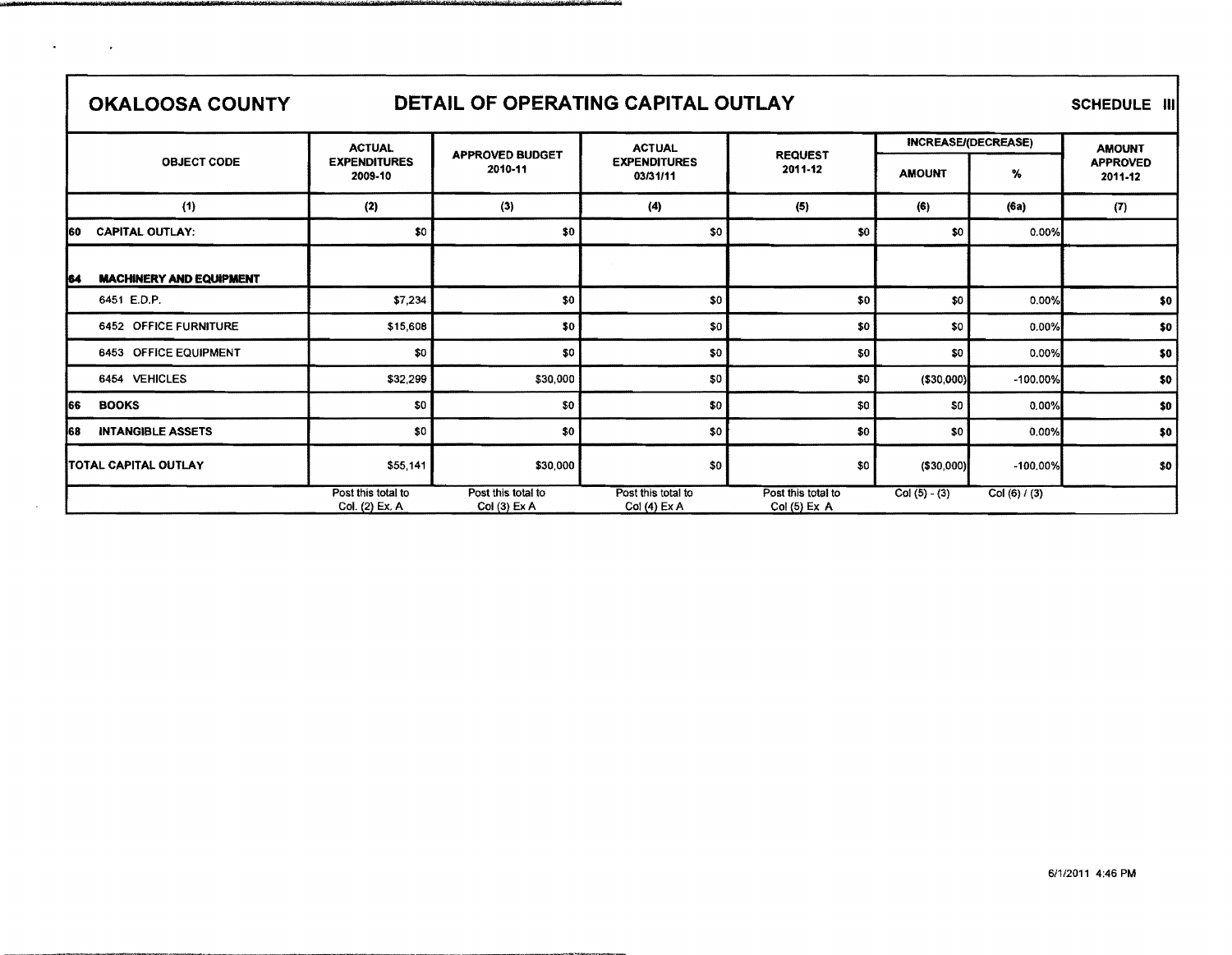**OKALOOSA COUNTY** | **DETAIL OF OPERATING CAPITAL OUTLAY** | **SCHEDULE III**

| OBJECT CODE | ACTUAL EXPENDITURES 2009-10 | APPROVED BUDGET 2010-11 | ACTUAL EXPENDITURES 03/31/11 | REQUEST 2011-12 | INCREASE/(DECREASE) | | AMOUNT APPROVED 2011-12 |
|---|---|---|---|---|---|---|---|
| | | | | | AMOUNT | % | |
| (1) | (2) | (3) | (4) | (5) | (6) | (6a) | (7) |
| 60 CAPITAL OUTLAY: | $0 | $0 | $0 | $0 | $0 | 0.00% | |
| **64 MACHINERY AND EQUIPMENT** | | | | | | | |
| 6451 E.D.P. | $7,234 | $0 | $0 | $0 | $0 | 0.00% | $0 |
| 6452 OFFICE FURNITURE | $15,608 | $0 | $0 | $0 | $0 | 0.00% | $0 |
| 6453 OFFICE EQUIPMENT | $0 | $0 | $0 | $0 | $0 | 0.00% | $0 |
| 6454 VEHICLES | $32,299 | $30,000 | $0 | $0 | ($30,000) | -100.00% | $0 |
| **66 BOOKS** | $0 | $0 | $0 | $0 | $0 | 0.00% | $0 |
| **68 INTANGIBLE ASSETS** | $0 | $0 | $0 | $0 | $0 | 0.00% | $0 |
| TOTAL CAPITAL OUTLAY | $55,141 | $30,000 | $0 | $0 | ($30,000) | -100.00% | $0 |
| | Post this total to Col. (2) Ex. A | Post this total to Col (3) Ex A | Post this total to Col (4) Ex A | Post this total to Col (5) Ex A | Col (5) - (3) | Col (6) / (3) | |

6/1/2011 4:46 PM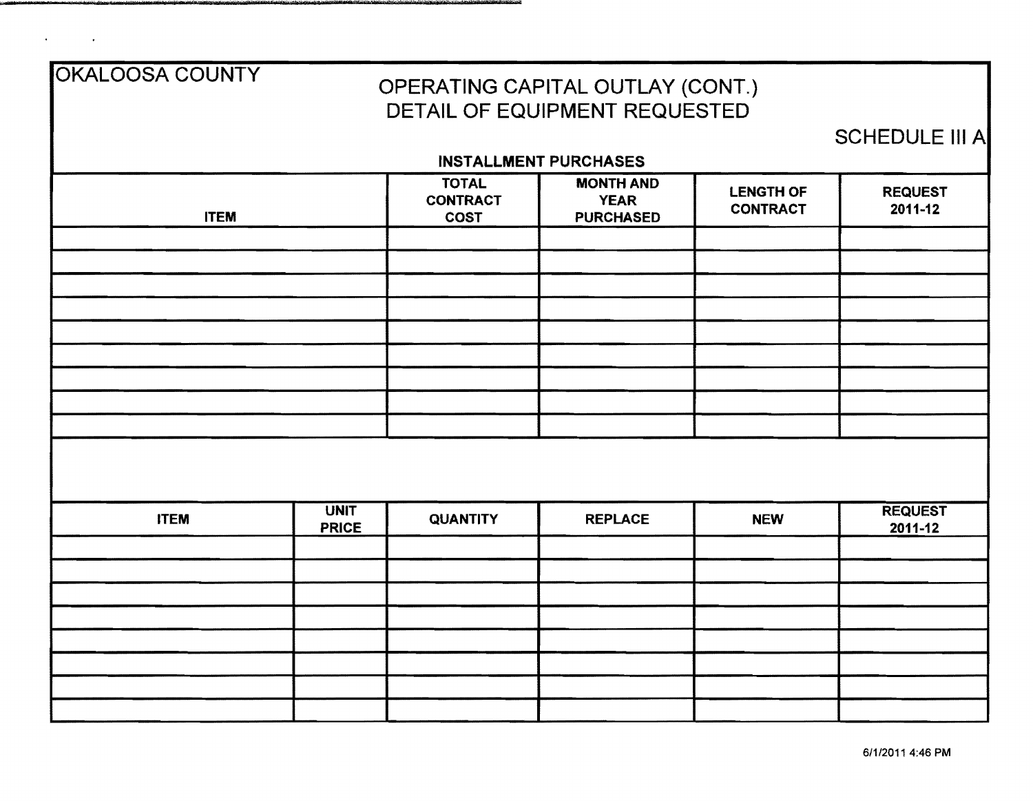OKALOOSA COUNTY

# OPERATING CAPITAL OUTLAY (CONT.)
# DETAIL OF EQUIPMENT REQUESTED

SCHEDULE III A

**INSTALLMENT PURCHASES**

| ITEM | TOTAL CONTRACT COST | MONTH AND YEAR PURCHASED | LENGTH OF CONTRACT | REQUEST 2011-12 |
|---|---|---|---|---|
| | | | | |
| | | | | |
| | | | | |
| | | | | |
| | | | | |
| | | | | |
| | | | | |
| | | | | |
| | | | | |

| ITEM | UNIT PRICE | QUANTITY | REPLACE | NEW | REQUEST 2011-12 |
|---|---|---|---|---|---|
| | | | | | |
| | | | | | |
| | | | | | |
| | | | | | |
| | | | | | |
| | | | | | |
| | | | | | |
| | | | | | |

6/1/2011 4:46 PM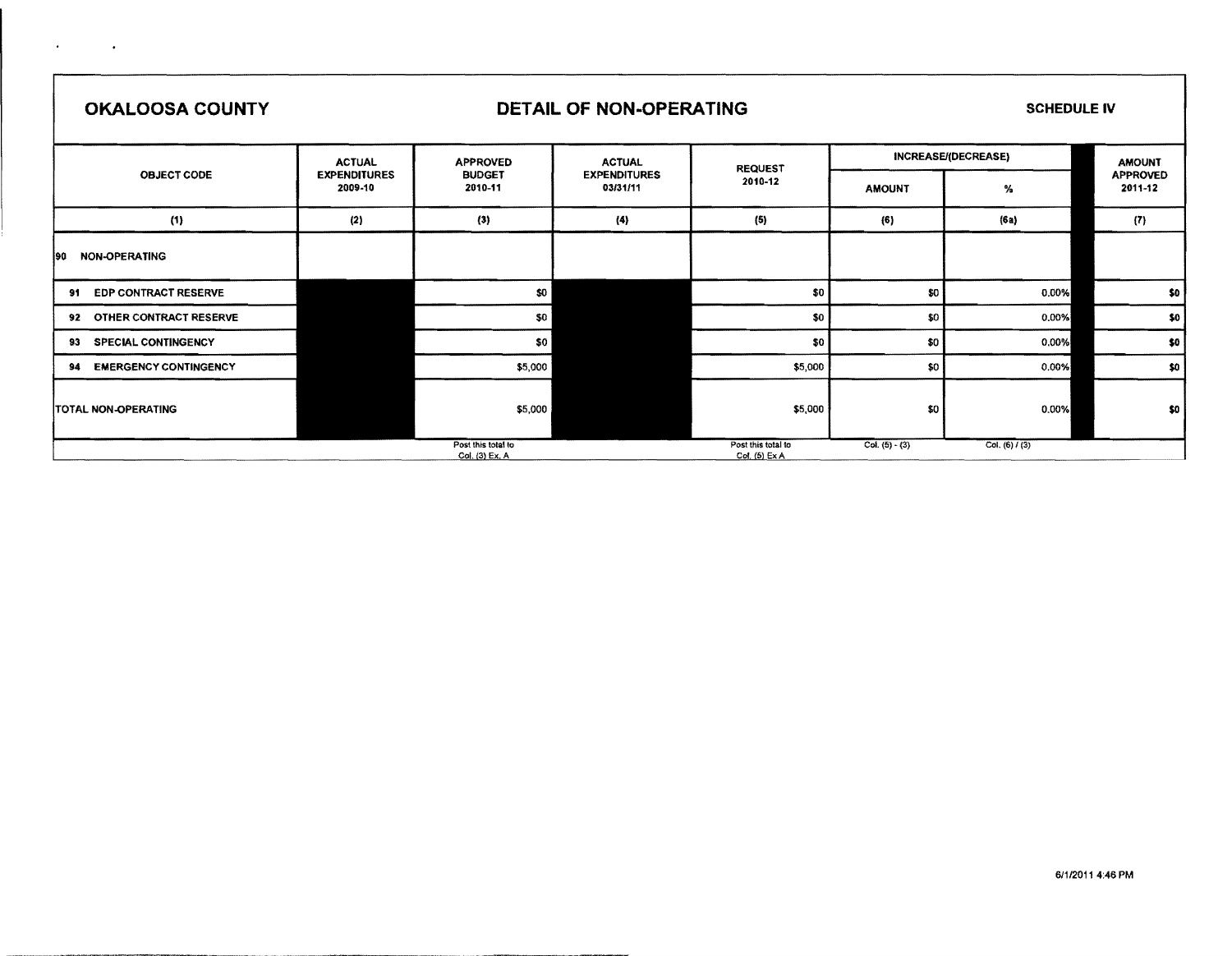| OKALOOSA COUNTY | | DETAIL OF NON-OPERATING | | | | | SCHEDULE IV |
|---|---|---|---|---|---|---|---|
| OBJECT CODE | ACTUAL EXPENDITURES 2009-10 | APPROVED BUDGET 2010-11 | ACTUAL EXPENDITURES 03/31/11 | REQUEST 2010-12 | INCREASE/(DECREASE) | | AMOUNT APPROVED 2011-12 |
| | | | | | AMOUNT | % | |
| (1) | (2) | (3) | (4) | (5) | (6) | (6a) | (7) |
| 90 NON-OPERATING | | | | | | | |
| 91 EDP CONTRACT RESERVE | | $0 | | $0 | $0 | 0.00% | $0 |
| 92 OTHER CONTRACT RESERVE | | $0 | | $0 | $0 | 0.00% | $0 |
| 93 SPECIAL CONTINGENCY | | $0 | | $0 | $0 | 0.00% | $0 |
| 94 EMERGENCY CONTINGENCY | | $5,000 | | $5,000 | $0 | 0.00% | $0 |
| TOTAL NON-OPERATING | | $5,000 | | $5,000 | $0 | 0.00% | $0 |
| | | Post this total to Col. (3) Ex. A | | Post this total to Col. (5) Ex A | Col. (5) - (3) | Col. (6) / (3) | |

6/1/2011 4:46 PM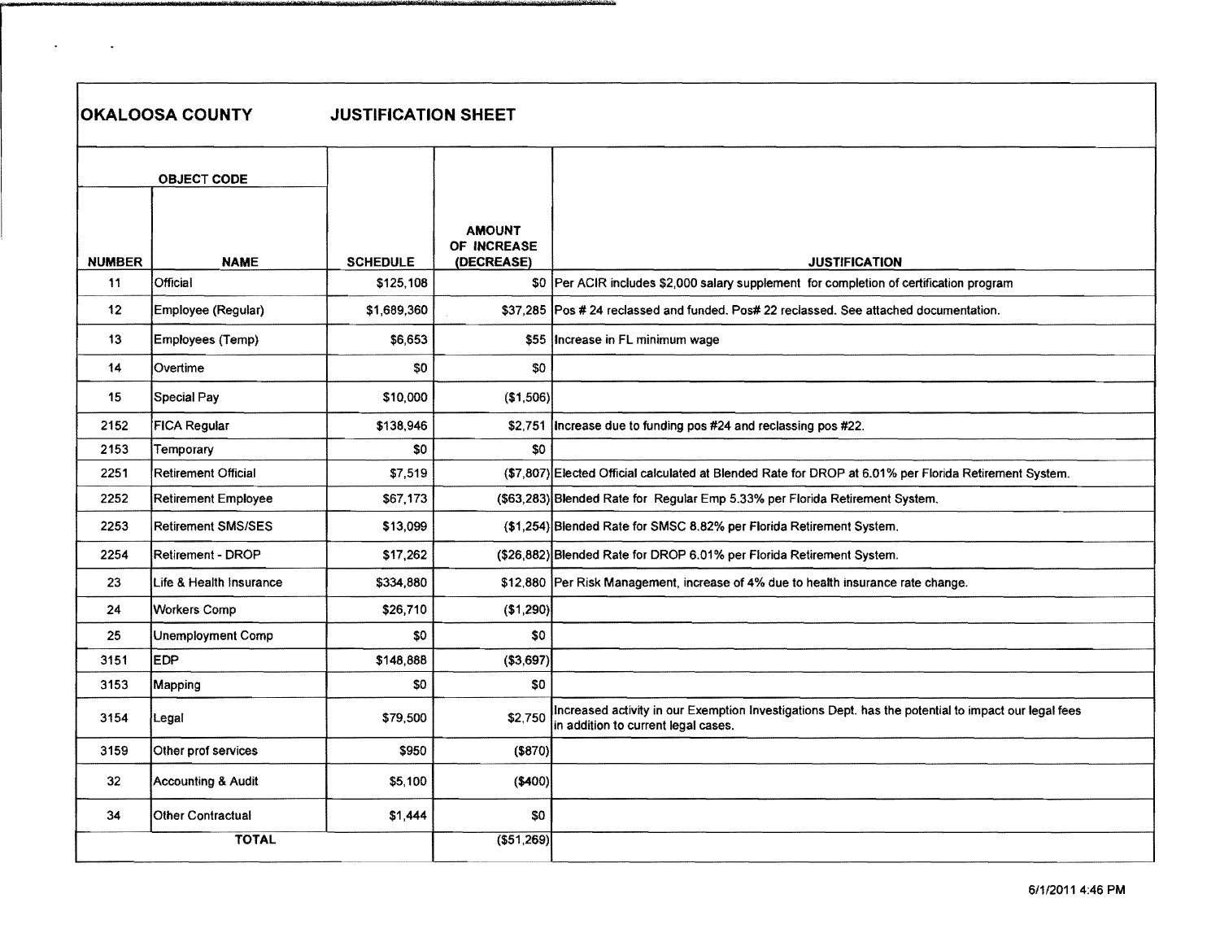## OKALOOSA COUNTY JUSTIFICATION SHEET

| OBJECT CODE | | | | |
|---|---|---|---|---|
| NUMBER | NAME | SCHEDULE | AMOUNT OF INCREASE (DECREASE) | JUSTIFICATION |
| 11 | Official | $125,108 | $0 | Per ACIR includes $2,000 salary supplement for completion of certification program |
| 12 | Employee (Regular) | $1,689,360 | $37,285 | Pos # 24 reclassed and funded. Pos# 22 reclassed. See attached documentation. |
| 13 | Employees (Temp) | $6,653 | $55 | Increase in FL minimum wage |
| 14 | Overtime | $0 | $0 | |
| 15 | Special Pay | $10,000 | ($1,506) | |
| 2152 | FICA Regular | $138,946 | $2,751 | Increase due to funding pos #24 and reclassing pos #22. |
| 2153 | Temporary | $0 | $0 | |
| 2251 | Retirement Official | $7,519 | ($7,807) | Elected Official calculated at Blended Rate for DROP at 6.01% per Florida Retirement System. |
| 2252 | Retirement Employee | $67,173 | ($63,283) | Blended Rate for Regular Emp 5.33% per Florida Retirement System. |
| 2253 | Retirement SMS/SES | $13,099 | ($1,254) | Blended Rate for SMSC 8.82% per Florida Retirement System. |
| 2254 | Retirement - DROP | $17,262 | ($26,882) | Blended Rate for DROP 6.01% per Florida Retirement System. |
| 23 | Life & Health Insurance | $334,880 | $12,880 | Per Risk Management, increase of 4% due to health insurance rate change. |
| 24 | Workers Comp | $26,710 | ($1,290) | |
| 25 | Unemployment Comp | $0 | $0 | |
| 3151 | EDP | $148,888 | ($3,697) | |
| 3153 | Mapping | $0 | $0 | |
| 3154 | Legal | $79,500 | $2,750 | Increased activity in our Exemption Investigations Dept. has the potential to impact our legal fees in addition to current legal cases. |
| 3159 | Other prof services | $950 | ($870) | |
| 32 | Accounting & Audit | $5,100 | ($400) | |
| 34 | Other Contractual | $1,444 | $0 | |
| | TOTAL | | ($51,269) | |

6/1/2011 4:46 PM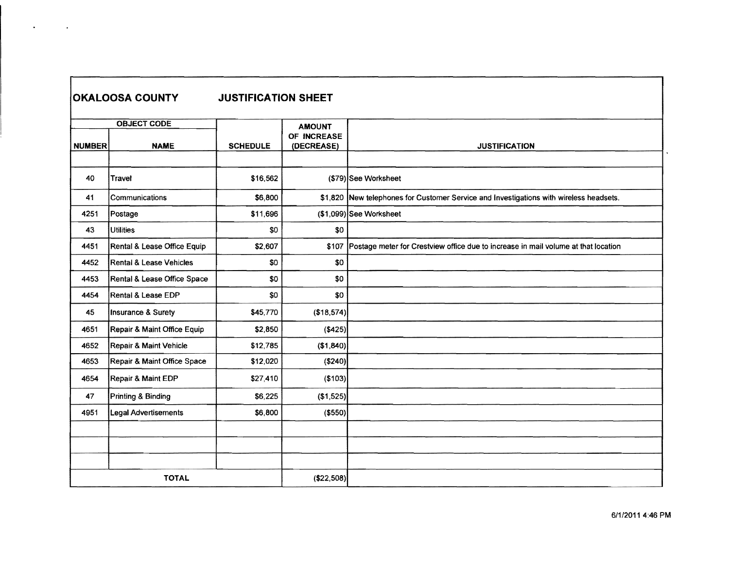**OKALOOSA COUNTY JUSTIFICATION SHEET**

| OBJECT CODE | | SCHEDULE | AMOUNT OF INCREASE (DECREASE) | JUSTIFICATION |
|---|---|---|---|---|
| NUMBER | NAME | | | |
| | | | | |
| 40 | Travel | $16,562 | ($79) | See Worksheet |
| 41 | Communications | $6,800 | $1,820 | New telephones for Customer Service and Investigations with wireless headsets. |
| 4251 | Postage | $11,696 | ($1,099) | See Worksheet |
| 43 | Utilities | $0 | $0 | |
| 4451 | Rental & Lease Office Equip | $2,607 | $107 | Postage meter for Crestview office due to increase in mail volume at that location |
| 4452 | Rental & Lease Vehicles | $0 | $0 | |
| 4453 | Rental & Lease Office Space | $0 | $0 | |
| 4454 | Rental & Lease EDP | $0 | $0 | |
| 45 | Insurance & Surety | $45,770 | ($18,574) | |
| 4651 | Repair & Maint Office Equip | $2,850 | ($425) | |
| 4652 | Repair & Maint Vehicle | $12,785 | ($1,840) | |
| 4653 | Repair & Maint Office Space | $12,020 | ($240) | |
| 4654 | Repair & Maint EDP | $27,410 | ($103) | |
| 47 | Printing & Binding | $6,225 | ($1,525) | |
| 4951 | Legal Advertisements | $6,800 | ($550) | |
| | | | | |
| | | | | |
| | | | | |
| TOTAL | | | ($22,508) | |

6/1/2011 4:46 PM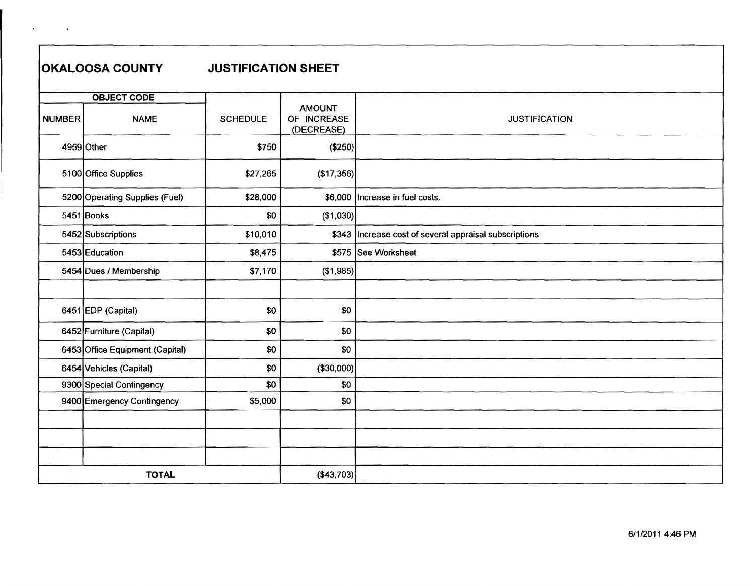## OKALOOSA COUNTY JUSTIFICATION SHEET

| OBJECT CODE | | SCHEDULE | AMOUNT OF INCREASE (DECREASE) | JUSTIFICATION |
|---|---|---|---|---|
| NUMBER | NAME | | | |
| 4959 | Other | $750 | ($250) | |
| 5100 | Office Supplies | $27,265 | ($17,356) | |
| 5200 | Operating Supplies (Fuel) | $28,000 | $6,000 | Increase in fuel costs. |
| 5451 | Books | $0 | ($1,030) | |
| 5452 | Subscriptions | $10,010 | $343 | Increase cost of several appraisal subscriptions |
| 5453 | Education | $8,475 | $575 | See Worksheet |
| 5454 | Dues / Membership | $7,170 | ($1,985) | |
| | | | | |
| 6451 | EDP (Capital) | $0 | $0 | |
| 6452 | Furniture (Capital) | $0 | $0 | |
| 6453 | Office Equipment (Capital) | $0 | $0 | |
| 6454 | Vehicles (Capital) | $0 | ($30,000) | |
| 9300 | Special Contingency | $0 | $0 | |
| 9400 | Emergency Contingency | $5,000 | $0 | |
| | | | | |
| | | | | |
| | | | | |
| TOTAL | | | ($43,703) | |

6/1/2011 4:46 PM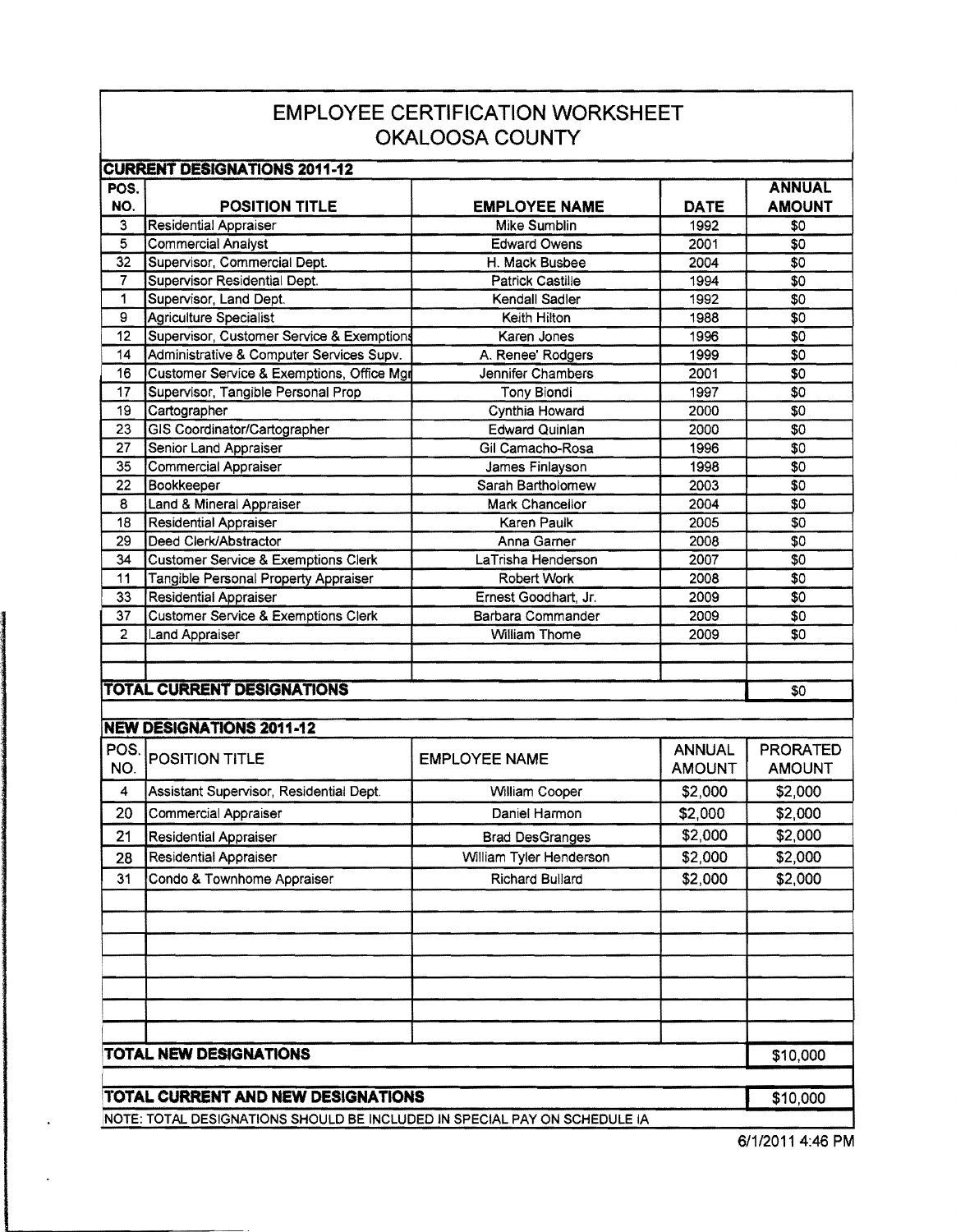# EMPLOYEE CERTIFICATION WORKSHEET
# OKALOOSA COUNTY

**CURRENT DESIGNATIONS 2011-12**

| POS. NO. | POSITION TITLE | EMPLOYEE NAME | DATE | ANNUAL AMOUNT |
|---|---|---|---|---|
| 3 | Residential Appraiser | Mike Sumblin | 1992 | $0 |
| 5 | Commercial Analyst | Edward Owens | 2001 | $0 |
| 32 | Supervisor, Commercial Dept. | H. Mack Busbee | 2004 | $0 |
| 7 | Supervisor Residential Dept. | Patrick Castille | 1994 | $0 |
| 1 | Supervisor, Land Dept. | Kendall Sadler | 1992 | $0 |
| 9 | Agriculture Specialist | Keith Hilton | 1988 | $0 |
| 12 | Supervisor, Customer Service & Exemptions | Karen Jones | 1996 | $0 |
| 14 | Administrative & Computer Services Supv. | A. Renee' Rodgers | 1999 | $0 |
| 16 | Customer Service & Exemptions, Office Mgr | Jennifer Chambers | 2001 | $0 |
| 17 | Supervisor, Tangible Personal Prop | Tony Biondi | 1997 | $0 |
| 19 | Cartographer | Cynthia Howard | 2000 | $0 |
| 23 | GIS Coordinator/Cartographer | Edward Quinlan | 2000 | $0 |
| 27 | Senior Land Appraiser | Gil Camacho-Rosa | 1996 | $0 |
| 35 | Commercial Appraiser | James Finlayson | 1998 | $0 |
| 22 | Bookkeeper | Sarah Bartholomew | 2003 | $0 |
| 8 | Land & Mineral Appraiser | Mark Chancellor | 2004 | $0 |
| 18 | Residential Appraiser | Karen Paulk | 2005 | $0 |
| 29 | Deed Clerk/Abstractor | Anna Garner | 2008 | $0 |
| 34 | Customer Service & Exemptions Clerk | LaTrisha Henderson | 2007 | $0 |
| 11 | Tangible Personal Property Appraiser | Robert Work | 2008 | $0 |
| 33 | Residential Appraiser | Ernest Goodhart, Jr. | 2009 | $0 |
| 37 | Customer Service & Exemptions Clerk | Barbara Commander | 2009 | $0 |
| 2 | Land Appraiser | William Thome | 2009 | $0 |
| | | | | |
| | | | | |
| **TOTAL CURRENT DESIGNATIONS** | | | | $0 |

**NEW DESIGNATIONS 2011-12**

| POS. NO. | POSITION TITLE | EMPLOYEE NAME | ANNUAL AMOUNT | PRORATED AMOUNT |
|---|---|---|---|---|
| 4 | Assistant Supervisor, Residential Dept. | William Cooper | $2,000 | $2,000 |
| 20 | Commercial Appraiser | Daniel Harmon | $2,000 | $2,000 |
| 21 | Residential Appraiser | Brad DesGranges | $2,000 | $2,000 |
| 28 | Residential Appraiser | William Tyler Henderson | $2,000 | $2,000 |
| 31 | Condo & Townhome Appraiser | Richard Bullard | $2,000 | $2,000 |
| | | | | |
| | | | | |
| | | | | |
| | | | | |
| | | | | |
| | | | | |
| | | | | |
| **TOTAL NEW DESIGNATIONS** | | | | $10,000 |
| | | | | |
| **TOTAL CURRENT AND NEW DESIGNATIONS** | | | | $10,000 |

NOTE: TOTAL DESIGNATIONS SHOULD BE INCLUDED IN SPECIAL PAY ON SCHEDULE IA

6/1/2011 4:46 PM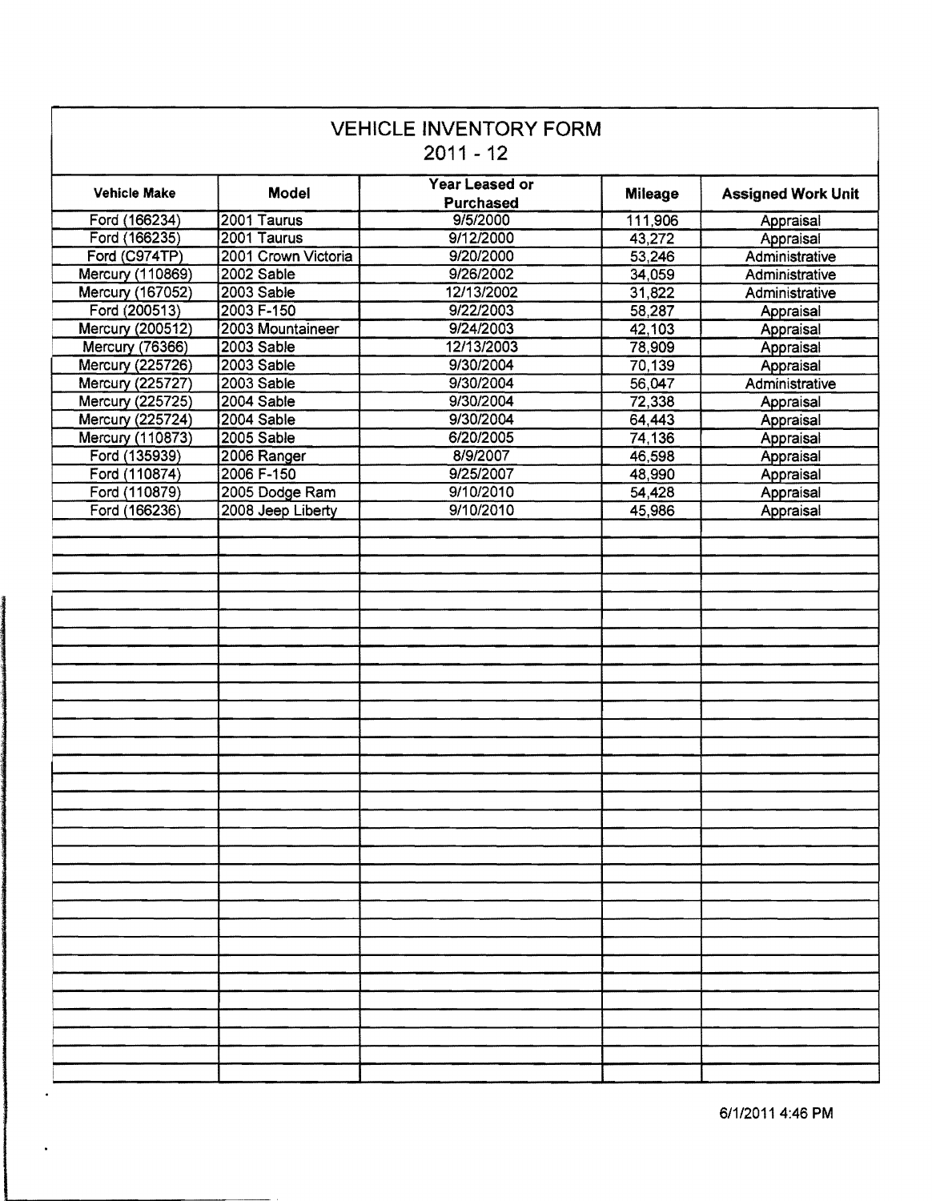# VEHICLE INVENTORY FORM

## 2011 - 12

| Vehicle Make | Model | Year Leased or Purchased | Mileage | Assigned Work Unit |
|---|---|---|---|---|
| Ford (166234) | 2001 Taurus | 9/5/2000 | 111,906 | Appraisal |
| Ford (166235) | 2001 Taurus | 9/12/2000 | 43,272 | Appraisal |
| Ford (C974TP) | 2001 Crown Victoria | 9/20/2000 | 53,246 | Administrative |
| Mercury (110869) | 2002 Sable | 9/26/2002 | 34,059 | Administrative |
| Mercury (167052) | 2003 Sable | 12/13/2002 | 31,822 | Administrative |
| Ford (200513) | 2003 F-150 | 9/22/2003 | 58,287 | Appraisal |
| Mercury (200512) | 2003 Mountaineer | 9/24/2003 | 42,103 | Appraisal |
| Mercury (76366) | 2003 Sable | 12/13/2003 | 78,909 | Appraisal |
| Mercury (225726) | 2003 Sable | 9/30/2004 | 70,139 | Appraisal |
| Mercury (225727) | 2003 Sable | 9/30/2004 | 56,047 | Administrative |
| Mercury (225725) | 2004 Sable | 9/30/2004 | 72,338 | Appraisal |
| Mercury (225724) | 2004 Sable | 9/30/2004 | 64,443 | Appraisal |
| Mercury (110873) | 2005 Sable | 6/20/2005 | 74,136 | Appraisal |
| Ford (135939) | 2006 Ranger | 8/9/2007 | 46,598 | Appraisal |
| Ford (110874) | 2006 F-150 | 9/25/2007 | 48,990 | Appraisal |
| Ford (110879) | 2005 Dodge Ram | 9/10/2010 | 54,428 | Appraisal |
| Ford (166236) | 2008 Jeep Liberty | 9/10/2010 | 45,986 | Appraisal |

6/1/2011 4:46 PM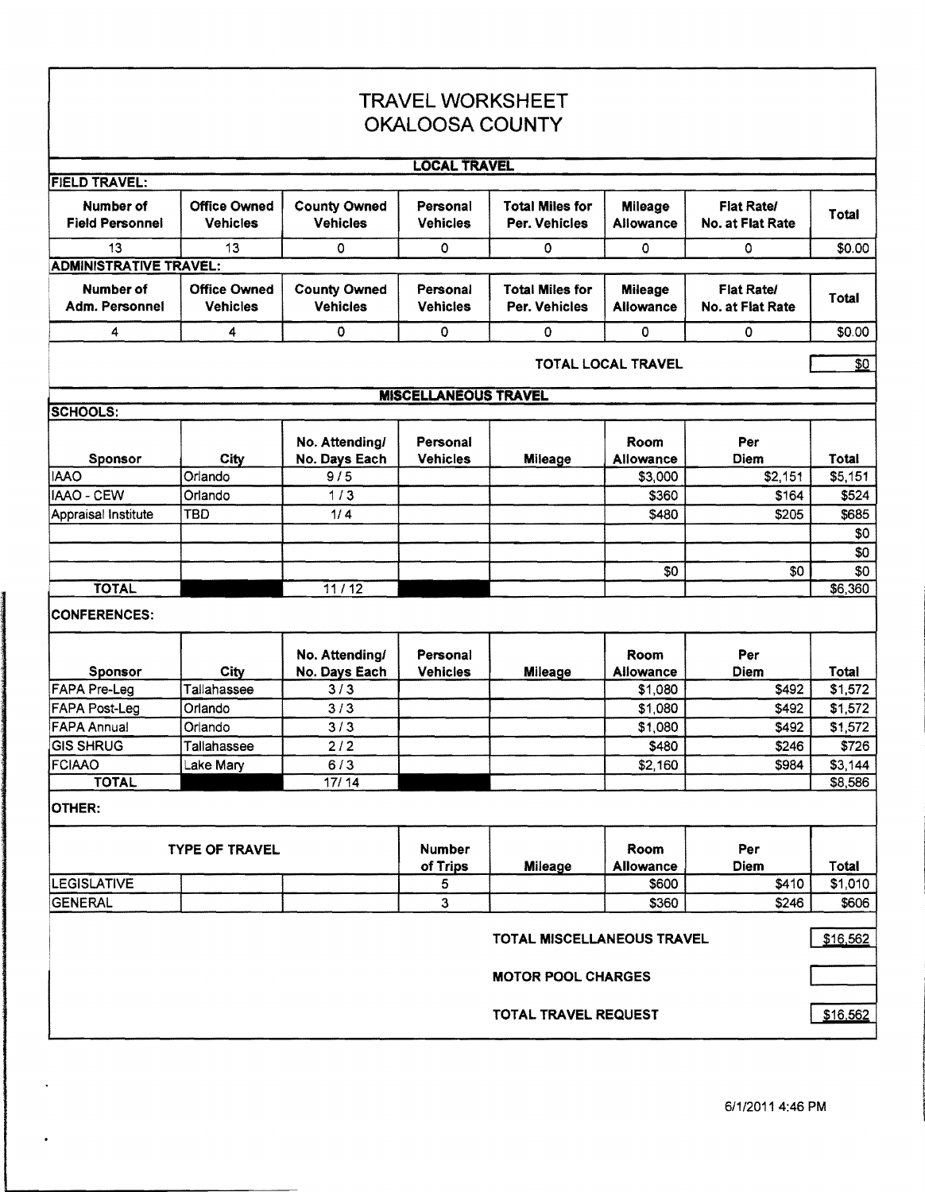# TRAVEL WORKSHEET
# OKALOOSA COUNTY

## LOCAL TRAVEL

**FIELD TRAVEL:**

| Number of Field Personnel | Office Owned Vehicles | County Owned Vehicles | Personal Vehicles | Total Miles for Per. Vehicles | Mileage Allowance | Flat Rate/ No. at Flat Rate | Total |
|---|---|---|---|---|---|---|---|
| 13 | 13 | 0 | 0 | 0 | 0 | 0 | $0.00 |

**ADMINISTRATIVE TRAVEL:**

| Number of Adm. Personnel | Office Owned Vehicles | County Owned Vehicles | Personal Vehicles | Total Miles for Per. Vehicles | Mileage Allowance | Flat Rate/ No. at Flat Rate | Total |
|---|---|---|---|---|---|---|---|
| 4 | 4 | 0 | 0 | 0 | 0 | 0 | $0.00 |

**TOTAL LOCAL TRAVEL** $0

## MISCELLANEOUS TRAVEL

**SCHOOLS:**

| Sponsor | City | No. Attending/ No. Days Each | Personal Vehicles | Mileage | Room Allowance | Per Diem | Total |
|---|---|---|---|---|---|---|---|
| IAAO | Orlando | 9 / 5 | | | $3,000 | $2,151 | $5,151 |
| IAAO - CEW | Orlando | 1 / 3 | | | $360 | $164 | $524 |
| Appraisal Institute | TBD | 1/ 4 | | | $480 | $205 | $685 |
| | | | | | | | $0 |
| | | | | | | | $0 |
| | | | | | $0 | $0 | $0 |
| **TOTAL** | | 11 / 12 | | | | | $6,360 |

**CONFERENCES:**

| Sponsor | City | No. Attending/ No. Days Each | Personal Vehicles | Mileage | Room Allowance | Per Diem | Total |
|---|---|---|---|---|---|---|---|
| FAPA Pre-Leg | Tallahassee | 3 / 3 | | | $1,080 | $492 | $1,572 |
| FAPA Post-Leg | Orlando | 3 / 3 | | | $1,080 | $492 | $1,572 |
| FAPA Annual | Orlando | 3 / 3 | | | $1,080 | $492 | $1,572 |
| GIS SHRUG | Tallahassee | 2 / 2 | | | $480 | $246 | $726 |
| FCIAAO | Lake Mary | 6 / 3 | | | $2,160 | $984 | $3,144 |
| **TOTAL** | | 17/ 14 | | | | | $8,586 |

**OTHER:**

| TYPE OF TRAVEL | | | Number of Trips | Mileage | Room Allowance | Per Diem | Total |
|---|---|---|---|---|---|---|---|
| LEGISLATIVE | | | 5 | | $600 | $410 | $1,010 |
| GENERAL | | | 3 | | $360 | $246 | $606 |

**TOTAL MISCELLANEOUS TRAVEL** $16,562

**MOTOR POOL CHARGES**

**TOTAL TRAVEL REQUEST** $16,562

6/1/2011 4:46 PM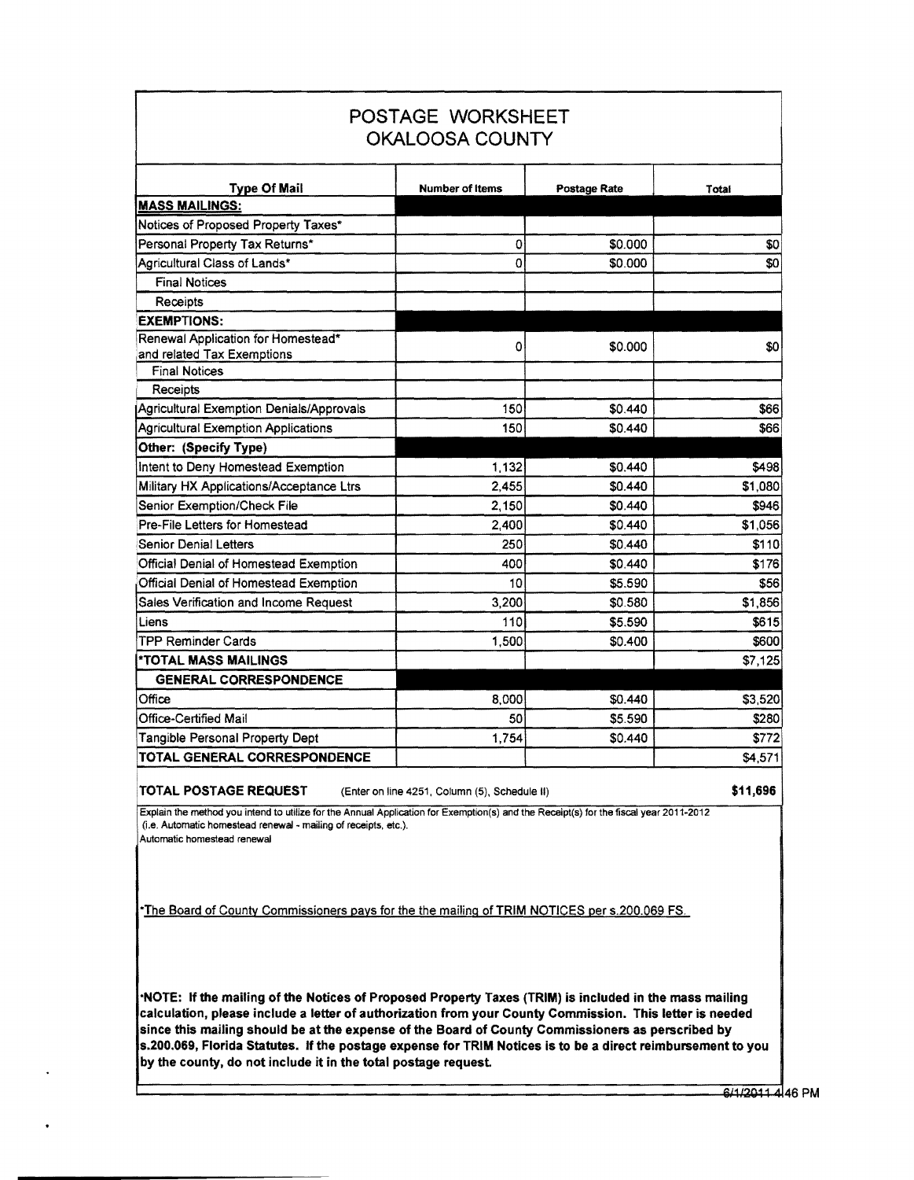# POSTAGE WORKSHEET
## OKALOOSA COUNTY

| Type Of Mail | Number of Items | Postage Rate | Total |
|---|---|---|---|
| **MASS MAILINGS:** | | | |
| Notices of Proposed Property Taxes* | | | |
| Personal Property Tax Returns* | 0 | $0.000 | $0 |
| Agricultural Class of Lands* | 0 | $0.000 | $0 |
| Final Notices | | | |
| Receipts | | | |
| **EXEMPTIONS:** | | | |
| Renewal Application for Homestead* and related Tax Exemptions | 0 | $0.000 | $0 |
| Final Notices | | | |
| Receipts | | | |
| Agricultural Exemption Denials/Approvals | 150 | $0.440 | $66 |
| Agricultural Exemption Applications | 150 | $0.440 | $66 |
| **Other: (Specify Type)** | | | |
| Intent to Deny Homestead Exemption | 1,132 | $0.440 | $498 |
| Military HX Applications/Acceptance Ltrs | 2,455 | $0.440 | $1,080 |
| Senior Exemption/Check File | 2,150 | $0.440 | $946 |
| Pre-File Letters for Homestead | 2,400 | $0.440 | $1,056 |
| Senior Denial Letters | 250 | $0.440 | $110 |
| Official Denial of Homestead Exemption | 400 | $0.440 | $176 |
| Official Denial of Homestead Exemption | 10 | $5.590 | $56 |
| Sales Verification and Income Request | 3,200 | $0.580 | $1,856 |
| Liens | 110 | $5.590 | $615 |
| TPP Reminder Cards | 1,500 | $0.400 | $600 |
| ***TOTAL MASS MAILINGS** | | | $7,125 |
| **GENERAL CORRESPONDENCE** | | | |
| Office | 8,000 | $0.440 | $3,520 |
| Office-Certified Mail | 50 | $5.590 | $280 |
| Tangible Personal Property Dept | 1,754 | $0.440 | $772 |
| **TOTAL GENERAL CORRESPONDENCE** | | | $4,571 |

**TOTAL POSTAGE REQUEST** (Enter on line 4251, Column (5), Schedule II) **$11,696**

Explain the method you intend to utilize for the Annual Application for Exemption(s) and the Receipt(s) for the fiscal year 2011-2012 (i.e. Automatic homestead renewal - mailing of receipts, etc.).

Automatic homestead renewal

*The Board of County Commissioners pays for the the mailing of TRIM NOTICES per s.200.069 FS.

***NOTE: If the mailing of the Notices of Proposed Property Taxes (TRIM) is included in the mass mailing calculation, please include a letter of authorization from your County Commission. This letter is needed since this mailing should be at the expense of the Board of County Commissioners as perscribed by s.200.069, Florida Statutes. If the postage expense for TRIM Notices is to be a direct reimbursement to you by the county, do not include it in the total postage request.**

6/1/2011 4:46 PM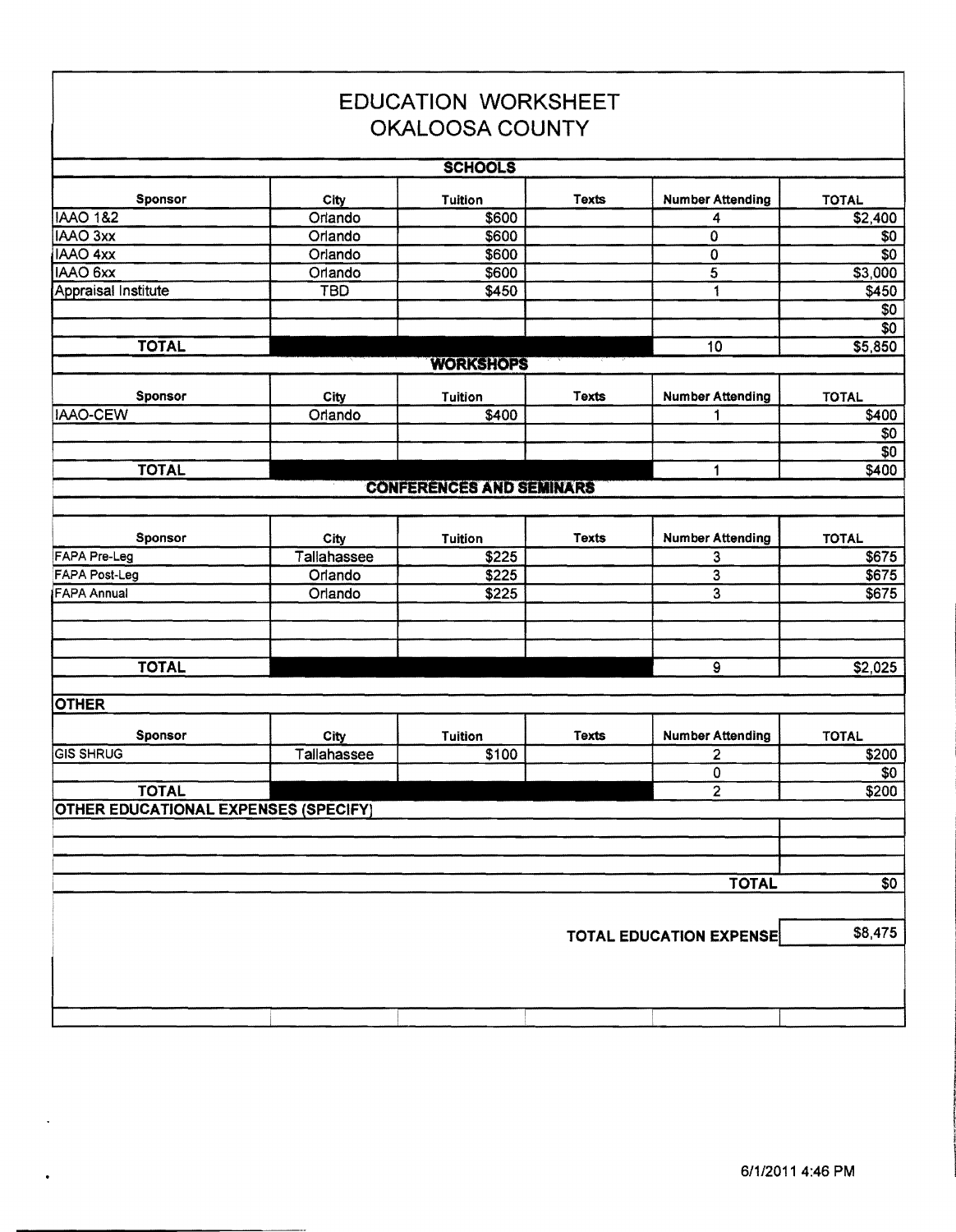# EDUCATION WORKSHEET
## OKALOOSA COUNTY

### SCHOOLS

| Sponsor | City | Tuition | Texts | Number Attending | TOTAL |
|---|---|---|---|---|---|
| IAAO 1&2 | Orlando | $600 | | 4 | $2,400 |
| IAAO 3xx | Orlando | $600 | | 0 | $0 |
| IAAO 4xx | Orlando | $600 | | 0 | $0 |
| IAAO 6xx | Orlando | $600 | | 5 | $3,000 |
| Appraisal Institute | TBD | $450 | | 1 | $450 |
| | | | | | $0 |
| | | | | | $0 |
| **TOTAL** | | | | 10 | $5,850 |

### WORKSHOPS

| Sponsor | City | Tuition | Texts | Number Attending | TOTAL |
|---|---|---|---|---|---|
| IAAO-CEW | Orlando | $400 | | 1 | $400 |
| | | | | | $0 |
| | | | | | $0 |
| **TOTAL** | | | | 1 | $400 |

### CONFERENCES AND SEMINARS

| Sponsor | City | Tuition | Texts | Number Attending | TOTAL |
|---|---|---|---|---|---|
| FAPA Pre-Leg | Tallahassee | $225 | | 3 | $675 |
| FAPA Post-Leg | Orlando | $225 | | 3 | $675 |
| FAPA Annual | Orlando | $225 | | 3 | $675 |
| | | | | | |
| | | | | | |
| | | | | | |
| **TOTAL** | | | | 9 | $2,025 |

### OTHER

| Sponsor | City | Tuition | Texts | Number Attending | TOTAL |
|---|---|---|---|---|---|
| GIS SHRUG | Tallahassee | $100 | | 2 | $200 |
| | | | | 0 | $0 |
| **TOTAL** | | | | 2 | $200 |

### OTHER EDUCATIONAL EXPENSES (SPECIFY)

| | |
|---|---|
| | |
| | |
| | |
| **TOTAL** | $0 |

**TOTAL EDUCATION EXPENSE** $8,475

6/1/2011 4:46 PM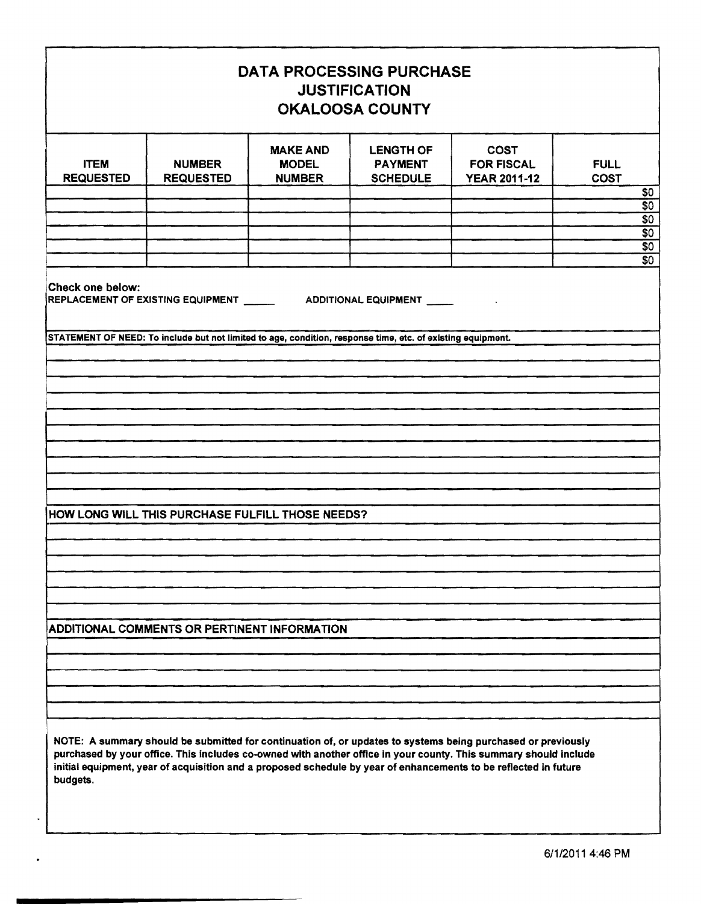# DATA PROCESSING PURCHASE JUSTIFICATION OKALOOSA COUNTY

| ITEM REQUESTED | NUMBER REQUESTED | MAKE AND MODEL NUMBER | LENGTH OF PAYMENT SCHEDULE | COST FOR FISCAL YEAR 2011-12 | FULL COST |
|---|---|---|---|---|---|
| | | | | | $0 |
| | | | | | $0 |
| | | | | | $0 |
| | | | | | $0 |
| | | | | | $0 |
| | | | | | $0 |

**Check one below:**

REPLACEMENT OF EXISTING EQUIPMENT _____ ADDITIONAL EQUIPMENT _____

**STATEMENT OF NEED:** To include but not limited to age, condition, response time, etc. of existing equipment.

**HOW LONG WILL THIS PURCHASE FULFILL THOSE NEEDS?**

**ADDITIONAL COMMENTS OR PERTINENT INFORMATION**

**NOTE: A summary should be submitted for continuation of, or updates to systems being purchased or previously purchased by your office. This includes co-owned with another office in your county. This summary should include initial equipment, year of acquisition and a proposed schedule by year of enhancements to be reflected in future budgets.**

6/1/2011 4:46 PM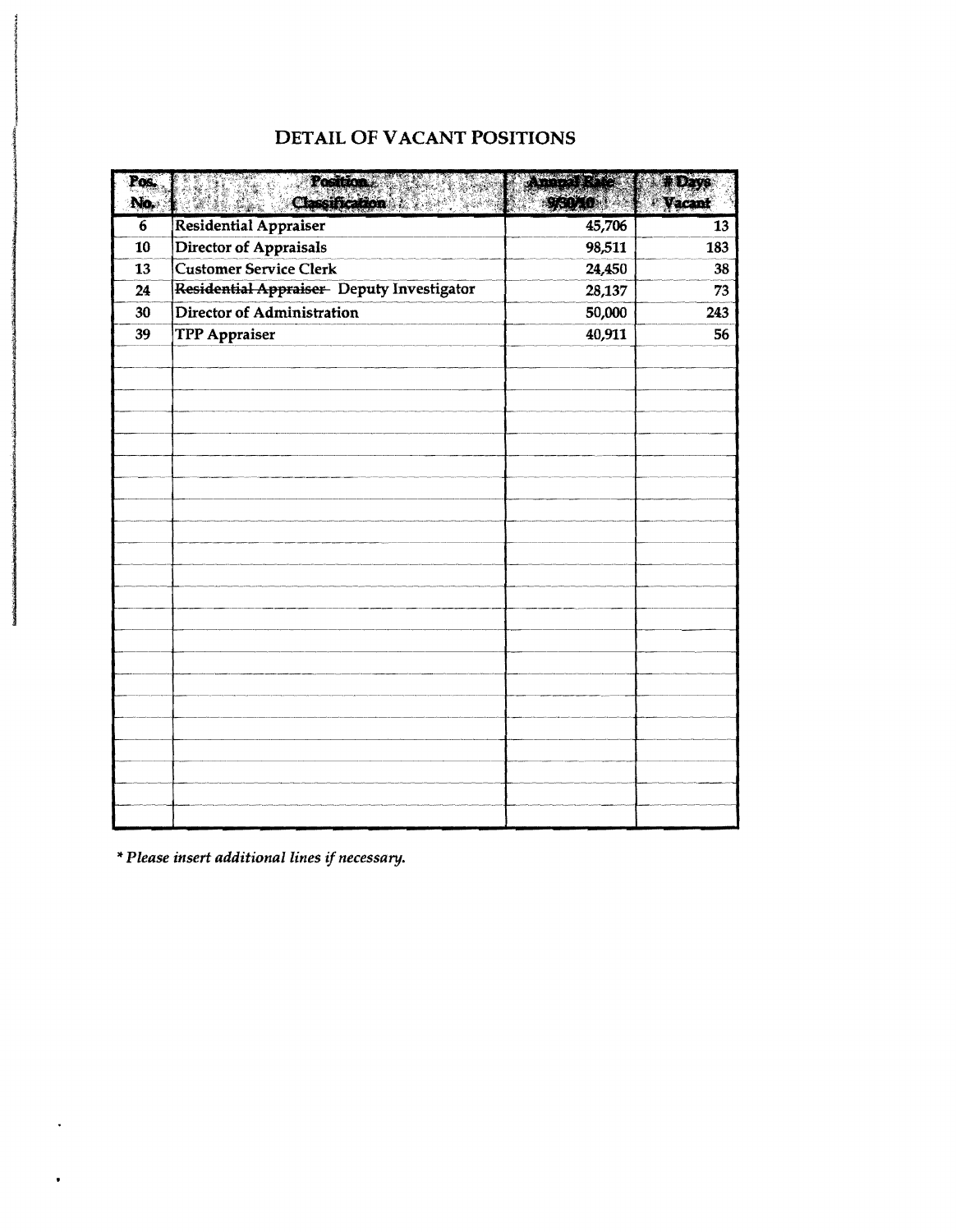# DETAIL OF VACANT POSITIONS

| Pos. No. | Position Classification | Annual Rate 9/30/10 | # Days Vacant |
|---|---|---|---|
| 6 | Residential Appraiser | 45,706 | 13 |
| 10 | Director of Appraisals | 98,511 | 183 |
| 13 | Customer Service Clerk | 24,450 | 38 |
| 24 | ~~Residential Appraiser~~ Deputy Investigator | 28,137 | 73 |
| 30 | Director of Administration | 50,000 | 243 |
| 39 | TPP Appraiser | 40,911 | 56 |
| | | | |
| | | | |
| | | | |
| | | | |
| | | | |
| | | | |
| | | | |
| | | | |
| | | | |
| | | | |
| | | | |
| | | | |
| | | | |
| | | | |
| | | | |
| | | | |
| | | | |
| | | | |
| | | | |
| | | | |
| | | | |
| | | | |

*\* Please insert additional lines if necessary.*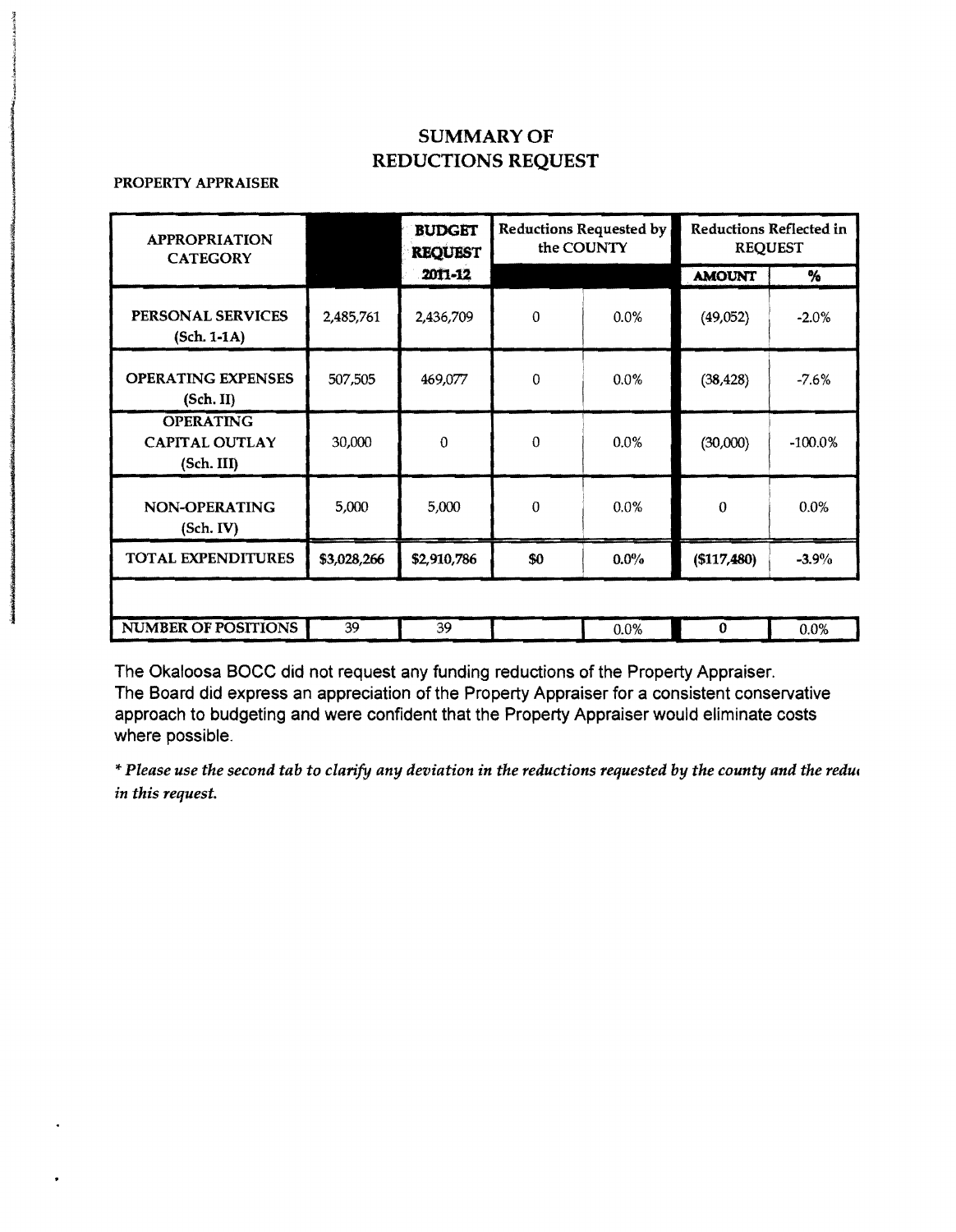## SUMMARY OF REDUCTIONS REQUEST

**PROPERTY APPRAISER**

| APPROPRIATION CATEGORY | | BUDGET REQUEST | Reductions Requested by the COUNTY | | Reductions Reflected in REQUEST | |
|---|---|---|---|---|---|---|
| | | 2011-12 | | | AMOUNT | % |
| PERSONAL SERVICES (Sch. 1-1A) | 2,485,761 | 2,436,709 | 0 | 0.0% | (49,052) | -2.0% |
| OPERATING EXPENSES (Sch. II) | 507,505 | 469,077 | 0 | 0.0% | (38,428) | -7.6% |
| OPERATING CAPITAL OUTLAY (Sch. III) | 30,000 | 0 | 0 | 0.0% | (30,000) | -100.0% |
| NON-OPERATING (Sch. IV) | 5,000 | 5,000 | 0 | 0.0% | 0 | 0.0% |
| TOTAL EXPENDITURES | $3,028,266 | $2,910,786 | $0 | 0.0% | ($117,480) | -3.9% |
| | | | | | | |
| NUMBER OF POSITIONS | 39 | 39 | | 0.0% | 0 | 0.0% |

The Okaloosa BOCC did not request any funding reductions of the Property Appraiser.
The Board did express an appreciation of the Property Appraiser for a consistent conservative approach to budgeting and were confident that the Property Appraiser would eliminate costs where possible.

*\* Please use the second tab to clarify any deviation in the reductions requested by the county and the redu in this request.*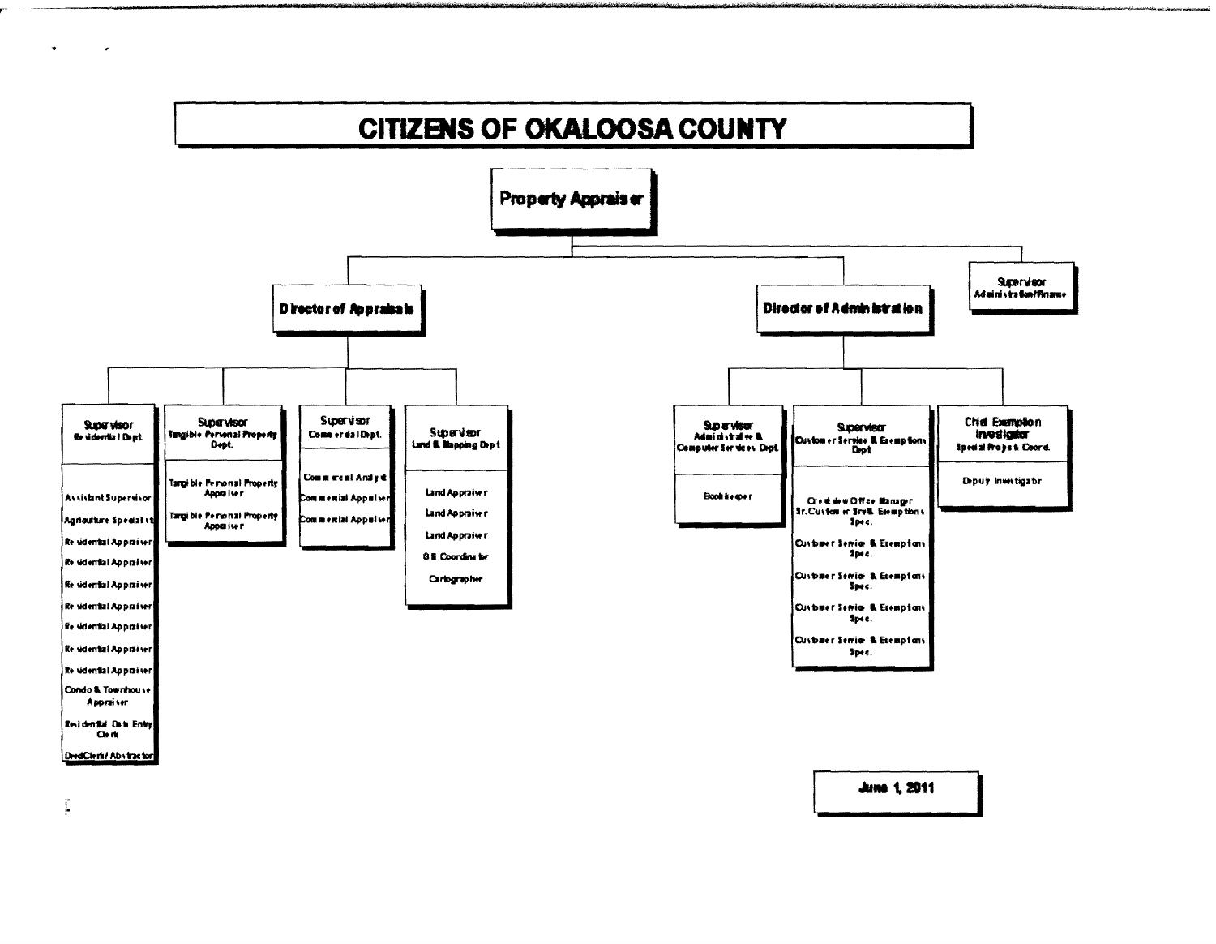# CITIZENS OF OKALOOSA COUNTY

**Property Appraiser**

- **Director of Appraisals**
  - Supervisor Residential Dept.
    - Assistant Supervisor
    - Agriculture Specialist
    - Residential Appraiser
    - Residential Appraiser
    - Residential Appraiser
    - Residential Appraiser
    - Residential Appraiser
    - Residential Appraiser
    - Residential Appraiser
    - Condo & Townhouse Appraiser
    - Residential Data Entry Clerk
    - Deed Clerk / Abstractor
  - Supervisor Tangible Personal Property Dept.
    - Tangible Personal Property Appraiser
    - Tangible Personal Property Appraiser
  - Supervisor Commercial Dept.
    - Commercial Analyst
    - Commercial Appraiser
    - Commercial Appraiser
  - Supervisor Land & Mapping Dept
    - Land Appraiser
    - Land Appraiser
    - Land Appraiser
    - GIS Coordinator
    - Cartographer
- **Director of Administration**
  - Supervisor Administrative & Computer Services Dept.
    - Bookkeeper
  - Supervisor Customer Service & Exemptions Dept
    - Crestview Office Manager Sr. Customer Srv & Exemptions Spec.
    - Customer Service & Exemptions Spec.
    - Customer Service & Exemptions Spec.
    - Customer Service & Exemptions Spec.
    - Customer Service & Exemptions Spec.
  - Chief Exemption Investigator Special Projects Coord.
    - Deputy Investigator
- **Supervisor Administration/Finance**

**June 1, 2011**